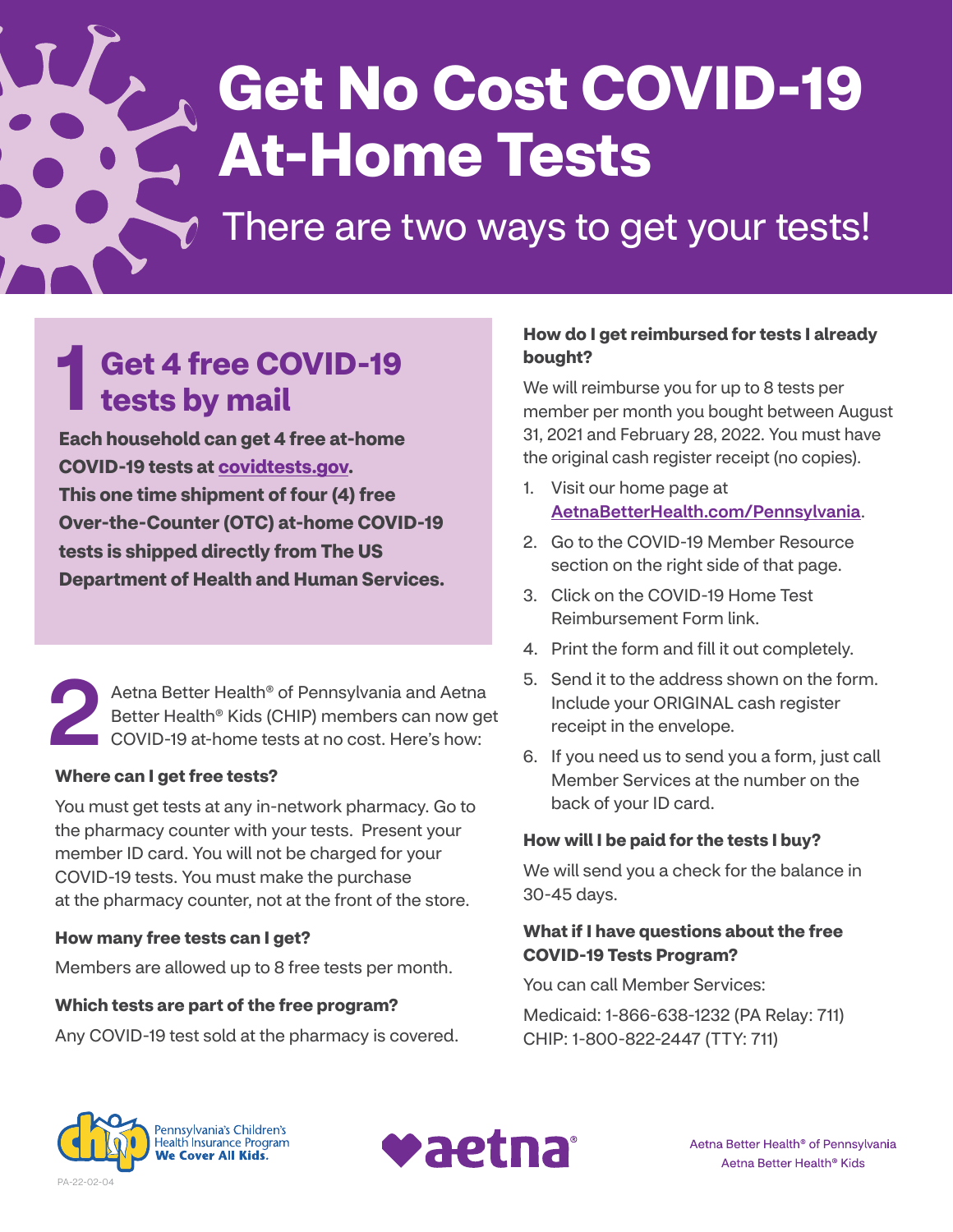# Get No Cost COVID-19 At-Home Tests

There are two ways to get your tests!

## 1 Get 4 free COVID-19 tests by mail

**Each household can get 4 free at-home COVID-19 tests at covidtests.gov. This one time shipment of four (4) free Over-the-Counter (OTC) at-home COVID-19 tests is shipped directly from The US Department of Health and Human Services.**

## 2

Aetna Better Health® of Pennsylvania and Aetna Better Health® Kids (CHIP) members can now get COVID-19 at-home tests at no cost. Here's how:

**Where can I get free tests?**

You must get tests at any in-network pharmacy. Go to the pharmacy counter with your tests. Present your member ID card. You will not be charged for your COVID-19 tests. You must make the purchase at the pharmacy counter, not at the front of the store.

**How many free tests can I get?**

Members are allowed up to 8 free tests per month.

**Which tests are part of the free program?**

Any COVID-19 test sold at the pharmacy is covered.

**How do I get reimbursed for tests I already bought?**

We will reimburse you for up to 8 tests per member per month you bought between August 31, 2021 and February 28, 2022. You must have the original cash register receipt (no copies).

1. Visit our home page at AetnaBetterHealth.com/Pennsylvania.
2. Go to the COVID-19 Member Resource section on the right side of that page.
3. Click on the COVID-19 Home Test Reimbursement Form link.
4. Print the form and fill it out completely.
5. Send it to the address shown on the form. Include your ORIGINAL cash register receipt in the envelope.
6. If you need us to send you a form, just call Member Services at the number on the back of your ID card.

**How will I be paid for the tests I buy?**

We will send you a check for the balance in 30-45 days.

**What if I have questions about the free COVID-19 Tests Program?**

You can call Member Services:

Medicaid: 1-866-638-1232 (PA Relay: 711)
CHIP: 1-800-822-2447 (TTY: 711)

Pennsylvania's Children's Health Insurance Program
**We Cover All Kids.**

aetna®

Aetna Better Health® of Pennsylvania
Aetna Better Health® Kids

PA-22-02-04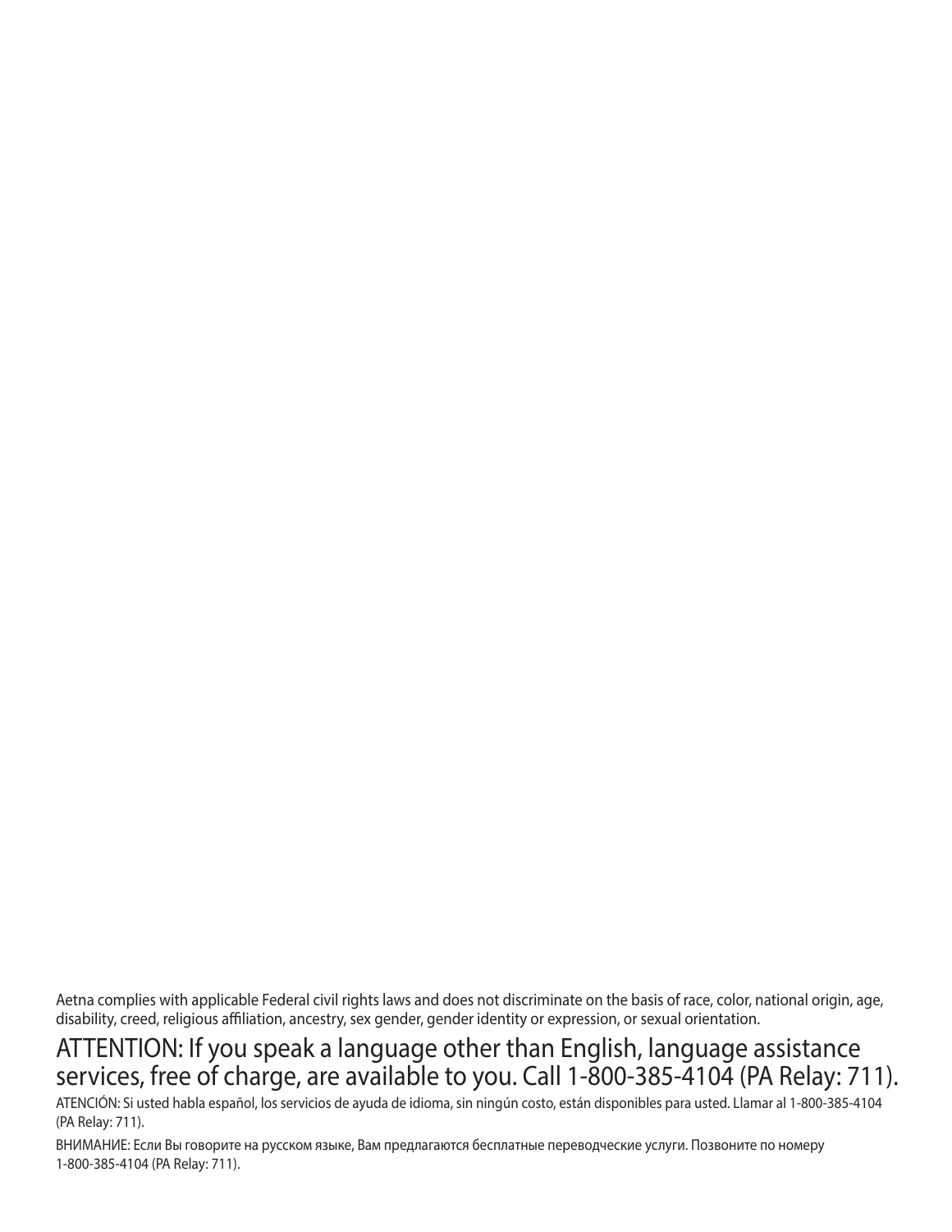Aetna complies with applicable Federal civil rights laws and does not discriminate on the basis of race, color, national origin, age, disability, creed, religious affiliation, ancestry, sex gender, gender identity or expression, or sexual orientation.

ATTENTION: If you speak a language other than English, language assistance services, free of charge, are available to you. Call 1-800-385-4104 (PA Relay: 711).

ATENCIÓN: Si usted habla español, los servicios de ayuda de idioma, sin ningún costo, están disponibles para usted. Llamar al 1-800-385-4104 (PA Relay: 711).

ВНИМАНИЕ: Если Вы говорите на русском языке, Вам предлагаются бесплатные переводческие услуги. Позвоните по номеру 1-800-385-4104 (PA Relay: 711).